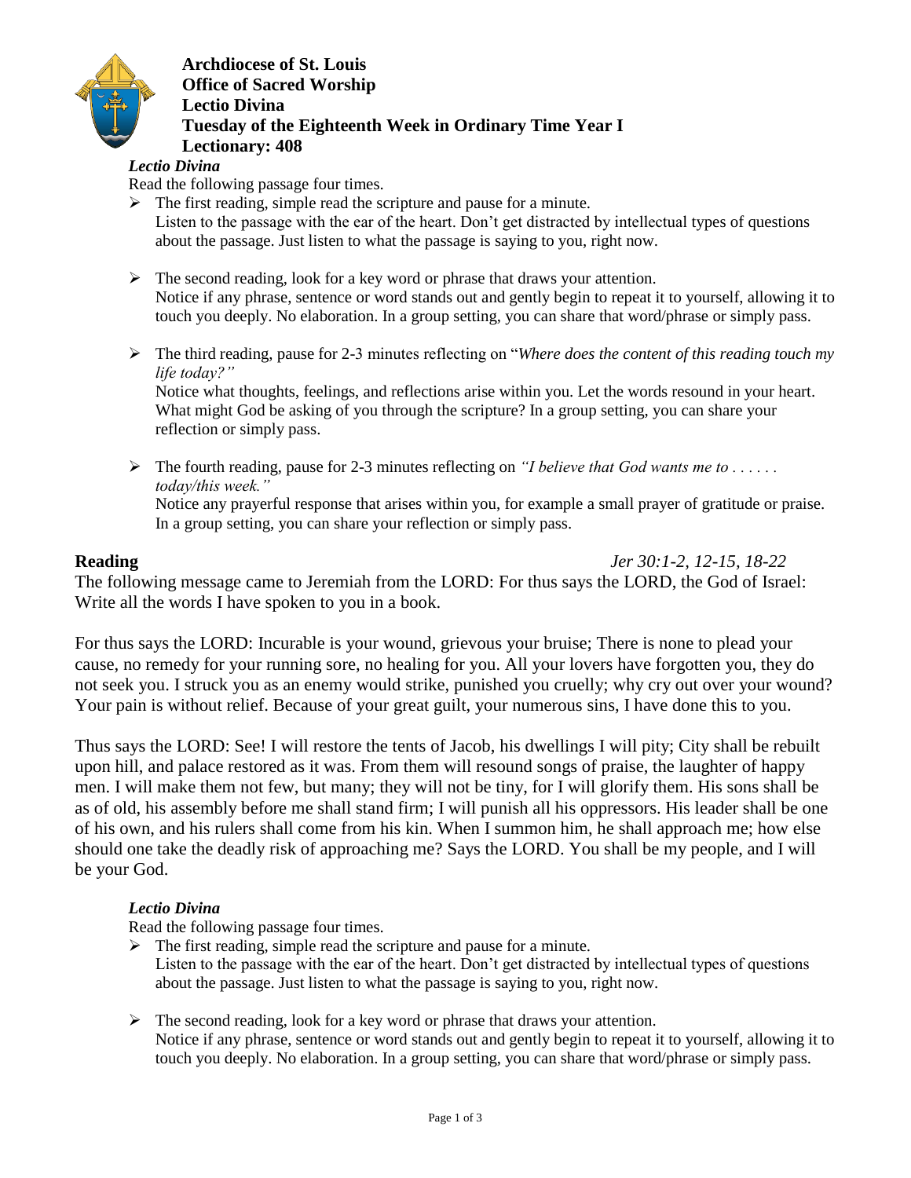**Archdiocese of St. Louis**
**Office of Sacred Worship**
**Lectio Divina**
**Tuesday of the Eighteenth Week in Ordinary Time Year I**
**Lectionary: 408**

***Lectio Divina***

Read the following passage four times.

- The first reading, simple read the scripture and pause for a minute.
  Listen to the passage with the ear of the heart. Don't get distracted by intellectual types of questions about the passage. Just listen to what the passage is saying to you, right now.
- The second reading, look for a key word or phrase that draws your attention.
  Notice if any phrase, sentence or word stands out and gently begin to repeat it to yourself, allowing it to touch you deeply. No elaboration. In a group setting, you can share that word/phrase or simply pass.
- The third reading, pause for 2-3 minutes reflecting on "*Where does the content of this reading touch my life today?"*
  Notice what thoughts, feelings, and reflections arise within you. Let the words resound in your heart. What might God be asking of you through the scripture? In a group setting, you can share your reflection or simply pass.
- The fourth reading, pause for 2-3 minutes reflecting on *"I believe that God wants me to . . . . . . today/this week."*
  Notice any prayerful response that arises within you, for example a small prayer of gratitude or praise. In a group setting, you can share your reflection or simply pass.

**Reading** *Jer 30:1-2, 12-15, 18-22*

The following message came to Jeremiah from the LORD: For thus says the LORD, the God of Israel: Write all the words I have spoken to you in a book.

For thus says the LORD: Incurable is your wound, grievous your bruise; There is none to plead your cause, no remedy for your running sore, no healing for you. All your lovers have forgotten you, they do not seek you. I struck you as an enemy would strike, punished you cruelly; why cry out over your wound? Your pain is without relief. Because of your great guilt, your numerous sins, I have done this to you.

Thus says the LORD: See! I will restore the tents of Jacob, his dwellings I will pity; City shall be rebuilt upon hill, and palace restored as it was. From them will resound songs of praise, the laughter of happy men. I will make them not few, but many; they will not be tiny, for I will glorify them. His sons shall be as of old, his assembly before me shall stand firm; I will punish all his oppressors. His leader shall be one of his own, and his rulers shall come from his kin. When I summon him, he shall approach me; how else should one take the deadly risk of approaching me? Says the LORD. You shall be my people, and I will be your God.

***Lectio Divina***

Read the following passage four times.

- The first reading, simple read the scripture and pause for a minute.
  Listen to the passage with the ear of the heart. Don't get distracted by intellectual types of questions about the passage. Just listen to what the passage is saying to you, right now.
- The second reading, look for a key word or phrase that draws your attention.
  Notice if any phrase, sentence or word stands out and gently begin to repeat it to yourself, allowing it to touch you deeply. No elaboration. In a group setting, you can share that word/phrase or simply pass.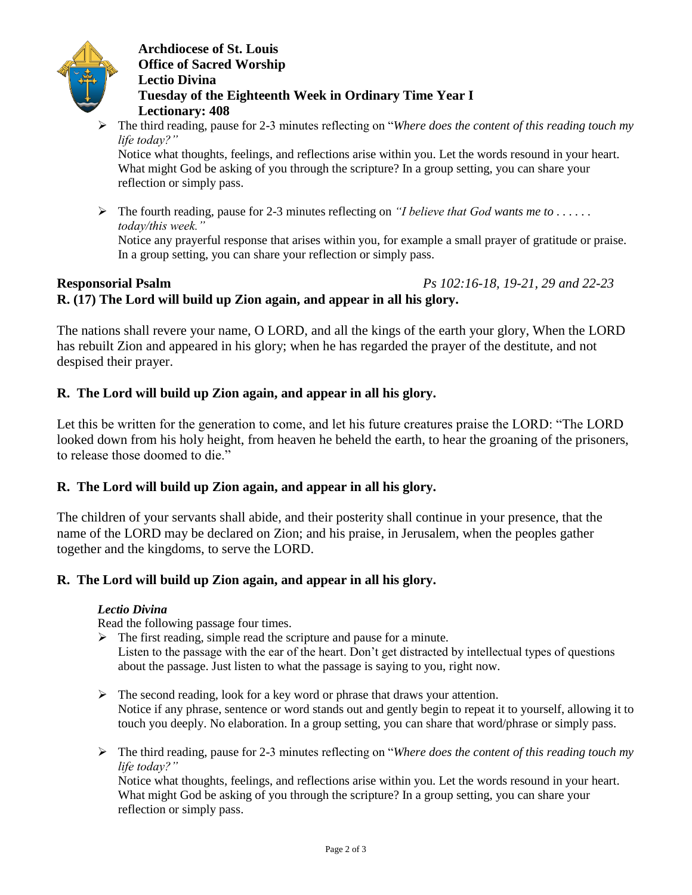- The third reading, pause for 2-3 minutes reflecting on "*Where does the content of this reading touch my life today?"*
  Notice what thoughts, feelings, and reflections arise within you. Let the words resound in your heart. What might God be asking of you through the scripture? In a group setting, you can share your reflection or simply pass.

- The fourth reading, pause for 2-3 minutes reflecting on *"I believe that God wants me to . . . . . . today/this week."*
  Notice any prayerful response that arises within you, for example a small prayer of gratitude or praise. In a group setting, you can share your reflection or simply pass.

**Responsorial Psalm** *Ps 102:16-18, 19-21, 29 and 22-23*

**R. (17) The Lord will build up Zion again, and appear in all his glory.**

The nations shall revere your name, O LORD, and all the kings of the earth your glory, When the LORD has rebuilt Zion and appeared in his glory; when he has regarded the prayer of the destitute, and not despised their prayer.

**R. The Lord will build up Zion again, and appear in all his glory.**

Let this be written for the generation to come, and let his future creatures praise the LORD: "The LORD looked down from his holy height, from heaven he beheld the earth, to hear the groaning of the prisoners, to release those doomed to die."

**R. The Lord will build up Zion again, and appear in all his glory.**

The children of your servants shall abide, and their posterity shall continue in your presence, that the name of the LORD may be declared on Zion; and his praise, in Jerusalem, when the peoples gather together and the kingdoms, to serve the LORD.

**R. The Lord will build up Zion again, and appear in all his glory.**

***Lectio Divina***

Read the following passage four times.

- The first reading, simple read the scripture and pause for a minute.
  Listen to the passage with the ear of the heart. Don't get distracted by intellectual types of questions about the passage. Just listen to what the passage is saying to you, right now.

- The second reading, look for a key word or phrase that draws your attention.
  Notice if any phrase, sentence or word stands out and gently begin to repeat it to yourself, allowing it to touch you deeply. No elaboration. In a group setting, you can share that word/phrase or simply pass.

- The third reading, pause for 2-3 minutes reflecting on "*Where does the content of this reading touch my life today?"*
  Notice what thoughts, feelings, and reflections arise within you. Let the words resound in your heart. What might God be asking of you through the scripture? In a group setting, you can share your reflection or simply pass.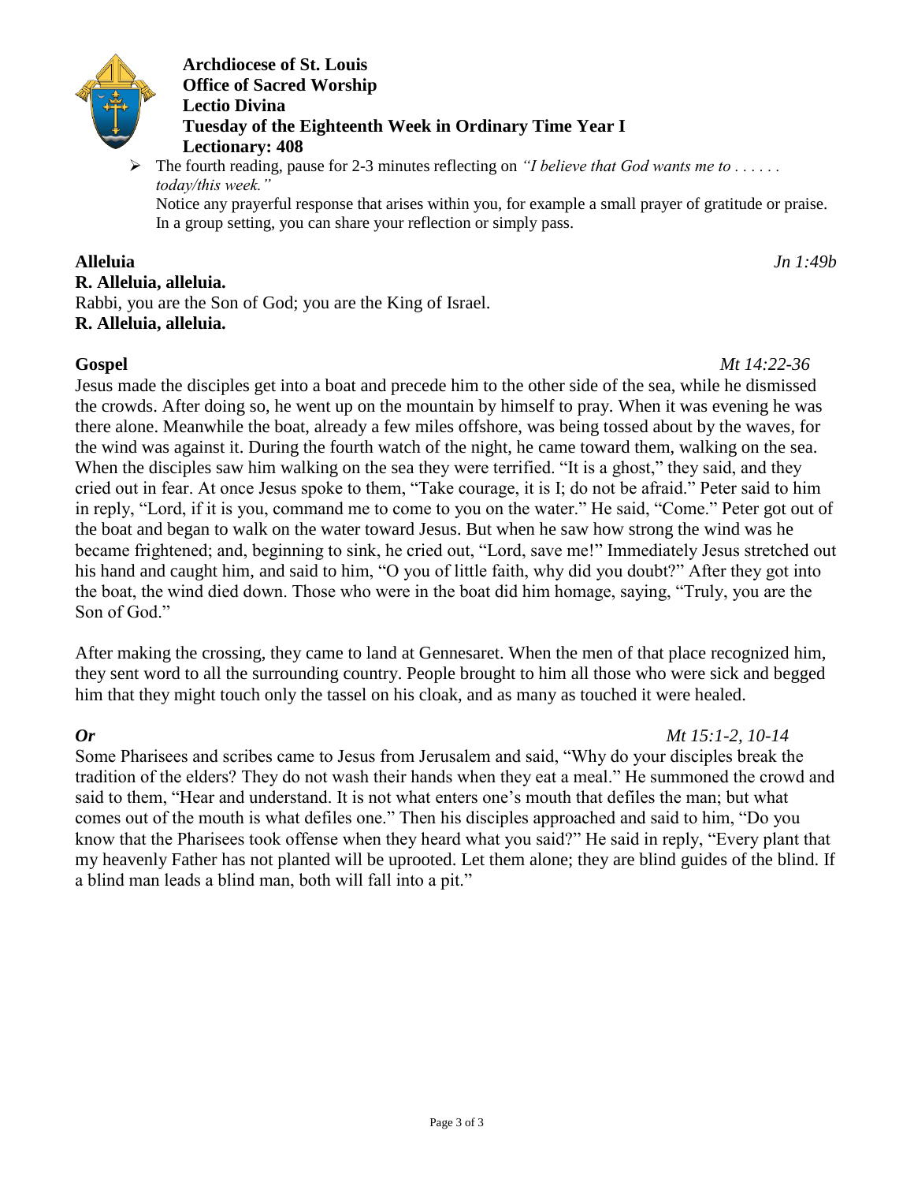**Archdiocese of St. Louis**
**Office of Sacred Worship**
**Lectio Divina**
**Tuesday of the Eighteenth Week in Ordinary Time Year I**
**Lectionary: 408**

- The fourth reading, pause for 2-3 minutes reflecting on *"I believe that God wants me to . . . . . . today/this week."*
  Notice any prayerful response that arises within you, for example a small prayer of gratitude or praise. In a group setting, you can share your reflection or simply pass.

**Alleluia** *Jn 1:49b*

**R. Alleluia, alleluia.**
Rabbi, you are the Son of God; you are the King of Israel.
**R. Alleluia, alleluia.**

**Gospel** *Mt 14:22-36*

Jesus made the disciples get into a boat and precede him to the other side of the sea, while he dismissed the crowds. After doing so, he went up on the mountain by himself to pray. When it was evening he was there alone. Meanwhile the boat, already a few miles offshore, was being tossed about by the waves, for the wind was against it. During the fourth watch of the night, he came toward them, walking on the sea. When the disciples saw him walking on the sea they were terrified. "It is a ghost," they said, and they cried out in fear. At once Jesus spoke to them, "Take courage, it is I; do not be afraid." Peter said to him in reply, "Lord, if it is you, command me to come to you on the water." He said, "Come." Peter got out of the boat and began to walk on the water toward Jesus. But when he saw how strong the wind was he became frightened; and, beginning to sink, he cried out, "Lord, save me!" Immediately Jesus stretched out his hand and caught him, and said to him, "O you of little faith, why did you doubt?" After they got into the boat, the wind died down. Those who were in the boat did him homage, saying, "Truly, you are the Son of God."

After making the crossing, they came to land at Gennesaret. When the men of that place recognized him, they sent word to all the surrounding country. People brought to him all those who were sick and begged him that they might touch only the tassel on his cloak, and as many as touched it were healed.

***Or*** *Mt 15:1-2, 10-14*

Some Pharisees and scribes came to Jesus from Jerusalem and said, "Why do your disciples break the tradition of the elders? They do not wash their hands when they eat a meal." He summoned the crowd and said to them, "Hear and understand. It is not what enters one's mouth that defiles the man; but what comes out of the mouth is what defiles one." Then his disciples approached and said to him, "Do you know that the Pharisees took offense when they heard what you said?" He said in reply, "Every plant that my heavenly Father has not planted will be uprooted. Let them alone; they are blind guides of the blind. If a blind man leads a blind man, both will fall into a pit."